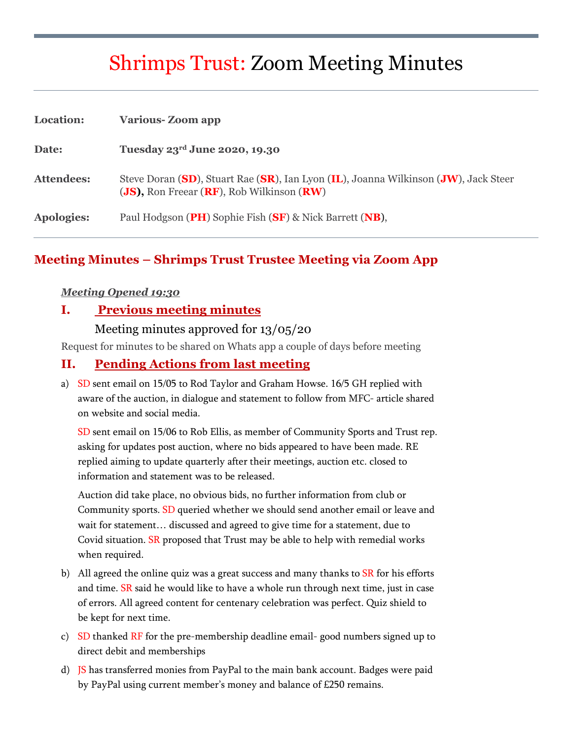# Shrimps Trust: Zoom Meeting Minutes

**Location:** **Various- Zoom app**

**Date:** **Tuesday 23rd June 2020, 19.30**

**Attendees:** Steve Doran (**SD**), Stuart Rae (**SR**), Ian Lyon (**IL**), Joanna Wilkinson (**JW**), Jack Steer (**JS**), Ron Freear (**RF**), Rob Wilkinson (**RW**)

**Apologies:** Paul Hodgson (**PH**) Sophie Fish (**SF**) & Nick Barrett (**NB**),

## Meeting Minutes – Shrimps Trust Trustee Meeting via Zoom App

***Meeting Opened 19:30***

### I. Previous meeting minutes

Meeting minutes approved for 13/05/20

Request for minutes to be shared on Whats app a couple of days before meeting

### II. Pending Actions from last meeting

a) SD sent email on 15/05 to Rod Taylor and Graham Howse. 16/5 GH replied with aware of the auction, in dialogue and statement to follow from MFC- article shared on website and social media.

   SD sent email on 15/06 to Rob Ellis, as member of Community Sports and Trust rep. asking for updates post auction, where no bids appeared to have been made. RE replied aiming to update quarterly after their meetings, auction etc. closed to information and statement was to be released.

   Auction did take place, no obvious bids, no further information from club or Community sports. SD queried whether we should send another email or leave and wait for statement… discussed and agreed to give time for a statement, due to Covid situation. SR proposed that Trust may be able to help with remedial works when required.

b) All agreed the online quiz was a great success and many thanks to SR for his efforts and time. SR said he would like to have a whole run through next time, just in case of errors. All agreed content for centenary celebration was perfect. Quiz shield to be kept for next time.

c) SD thanked RF for the pre-membership deadline email- good numbers signed up to direct debit and memberships

d) JS has transferred monies from PayPal to the main bank account. Badges were paid by PayPal using current member's money and balance of £250 remains.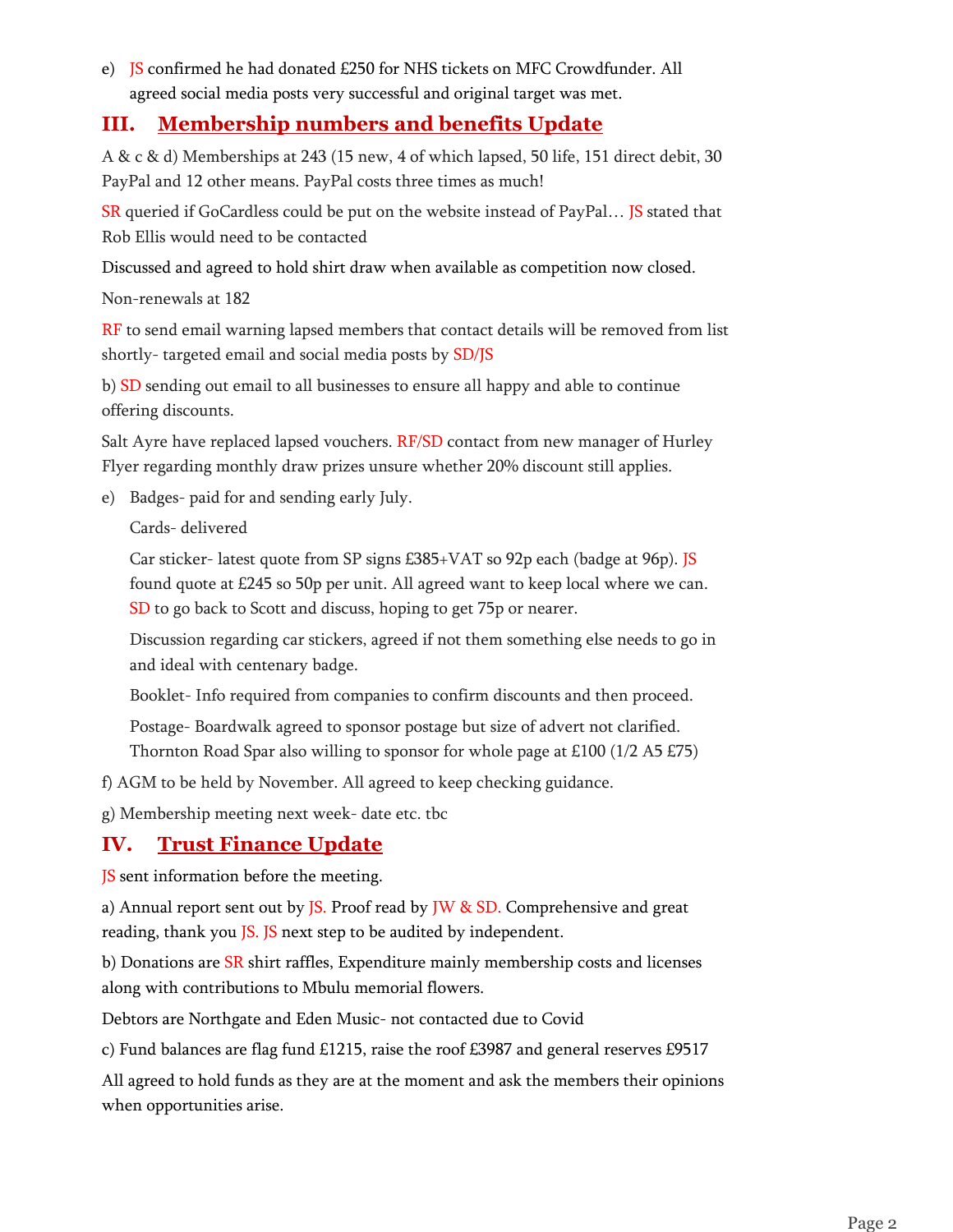e) JS confirmed he had donated £250 for NHS tickets on MFC Crowdfunder. All agreed social media posts very successful and original target was met.

## III. Membership numbers and benefits Update

A & c & d) Memberships at 243 (15 new, 4 of which lapsed, 50 life, 151 direct debit, 30 PayPal and 12 other means. PayPal costs three times as much!

SR queried if GoCardless could be put on the website instead of PayPal… JS stated that Rob Ellis would need to be contacted

Discussed and agreed to hold shirt draw when available as competition now closed.

Non-renewals at 182

RF to send email warning lapsed members that contact details will be removed from list shortly- targeted email and social media posts by SD/JS

b) SD sending out email to all businesses to ensure all happy and able to continue offering discounts.

Salt Ayre have replaced lapsed vouchers. RF/SD contact from new manager of Hurley Flyer regarding monthly draw prizes unsure whether 20% discount still applies.

e) Badges- paid for and sending early July.

Cards- delivered

Car sticker- latest quote from SP signs £385+VAT so 92p each (badge at 96p). JS found quote at £245 so 50p per unit. All agreed want to keep local where we can. SD to go back to Scott and discuss, hoping to get 75p or nearer.

Discussion regarding car stickers, agreed if not them something else needs to go in and ideal with centenary badge.

Booklet- Info required from companies to confirm discounts and then proceed.

Postage- Boardwalk agreed to sponsor postage but size of advert not clarified. Thornton Road Spar also willing to sponsor for whole page at £100 (1/2 A5 £75)

f) AGM to be held by November. All agreed to keep checking guidance.

g) Membership meeting next week- date etc. tbc

## IV. Trust Finance Update

JS sent information before the meeting.

a) Annual report sent out by JS. Proof read by JW & SD. Comprehensive and great reading, thank you JS. JS next step to be audited by independent.

b) Donations are SR shirt raffles, Expenditure mainly membership costs and licenses along with contributions to Mbulu memorial flowers.

Debtors are Northgate and Eden Music- not contacted due to Covid

c) Fund balances are flag fund £1215, raise the roof £3987 and general reserves £9517

All agreed to hold funds as they are at the moment and ask the members their opinions when opportunities arise.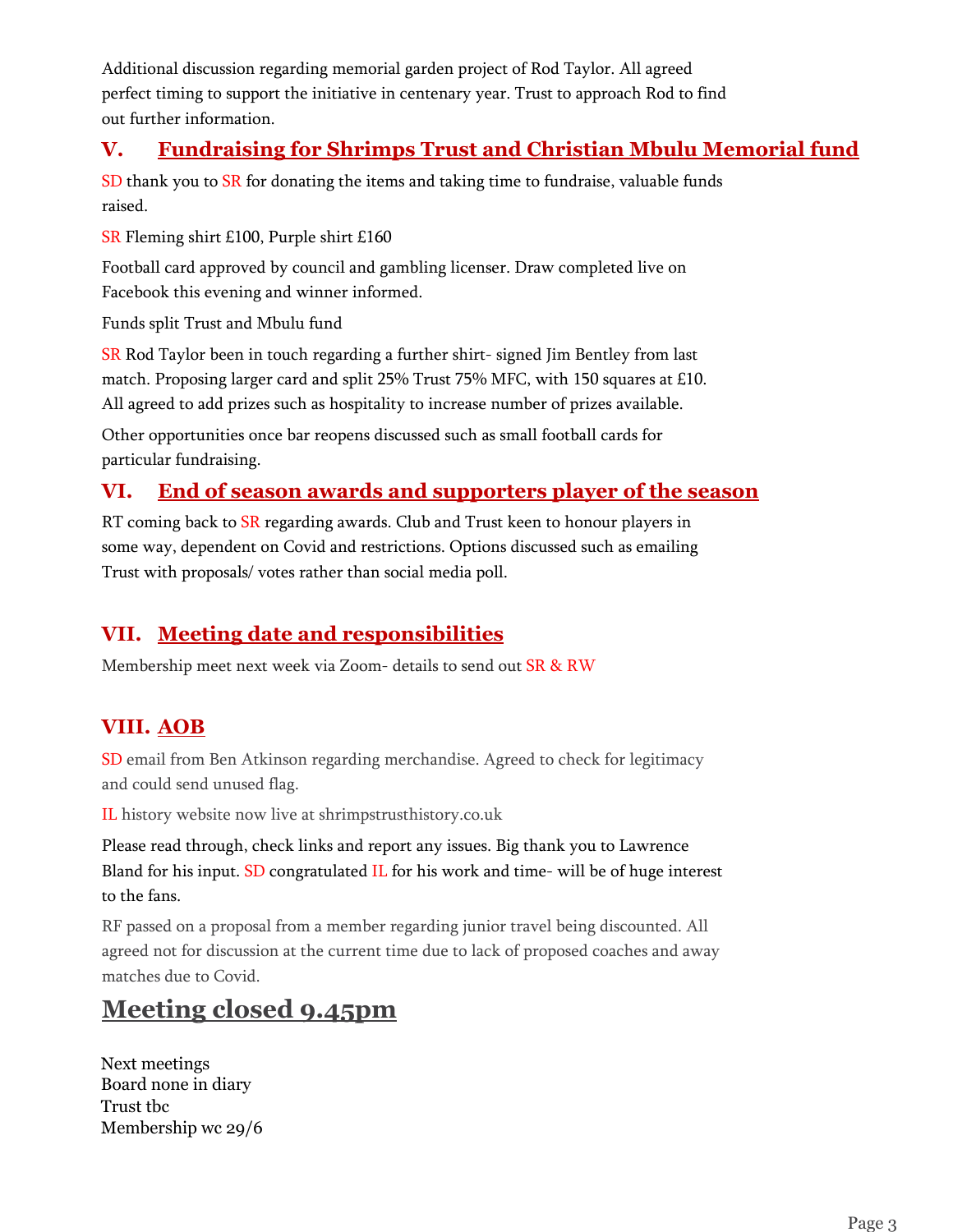Additional discussion regarding memorial garden project of Rod Taylor. All agreed perfect timing to support the initiative in centenary year. Trust to approach Rod to find out further information.

## V. Fundraising for Shrimps Trust and Christian Mbulu Memorial fund

SD thank you to SR for donating the items and taking time to fundraise, valuable funds raised.

SR Fleming shirt £100, Purple shirt £160

Football card approved by council and gambling licenser. Draw completed live on Facebook this evening and winner informed.

Funds split Trust and Mbulu fund

SR Rod Taylor been in touch regarding a further shirt- signed Jim Bentley from last match. Proposing larger card and split 25% Trust 75% MFC, with 150 squares at £10. All agreed to add prizes such as hospitality to increase number of prizes available.

Other opportunities once bar reopens discussed such as small football cards for particular fundraising.

## VI. End of season awards and supporters player of the season

RT coming back to SR regarding awards. Club and Trust keen to honour players in some way, dependent on Covid and restrictions. Options discussed such as emailing Trust with proposals/ votes rather than social media poll.

## VII. Meeting date and responsibilities

Membership meet next week via Zoom- details to send out SR & RW

## VIII. AOB

SD email from Ben Atkinson regarding merchandise. Agreed to check for legitimacy and could send unused flag.

IL history website now live at shrimpstrusthistory.co.uk

Please read through, check links and report any issues. Big thank you to Lawrence Bland for his input. SD congratulated IL for his work and time- will be of huge interest to the fans.

RF passed on a proposal from a member regarding junior travel being discounted. All agreed not for discussion at the current time due to lack of proposed coaches and away matches due to Covid.

# Meeting closed 9.45pm

Next meetings
Board none in diary
Trust tbc
Membership wc 29/6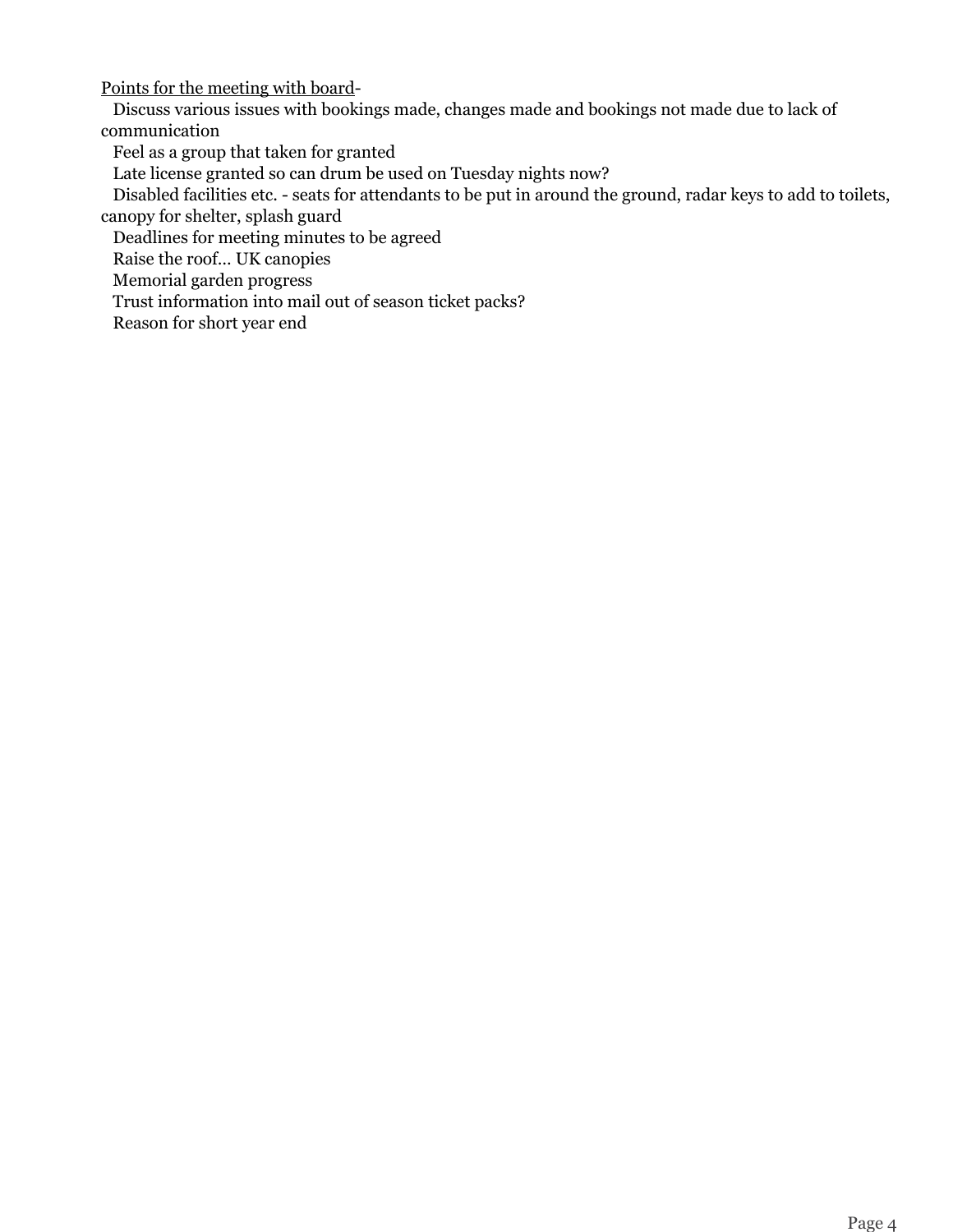<u>Points for the meeting with board</u>-

- Discuss various issues with bookings made, changes made and bookings not made due to lack of communication
- Feel as a group that taken for granted
- Late license granted so can drum be used on Tuesday nights now?
- Disabled facilities etc. - seats for attendants to be put in around the ground, radar keys to add to toilets, canopy for shelter, splash guard
- Deadlines for meeting minutes to be agreed
- Raise the roof… UK canopies
- Memorial garden progress
- Trust information into mail out of season ticket packs?
- Reason for short year end